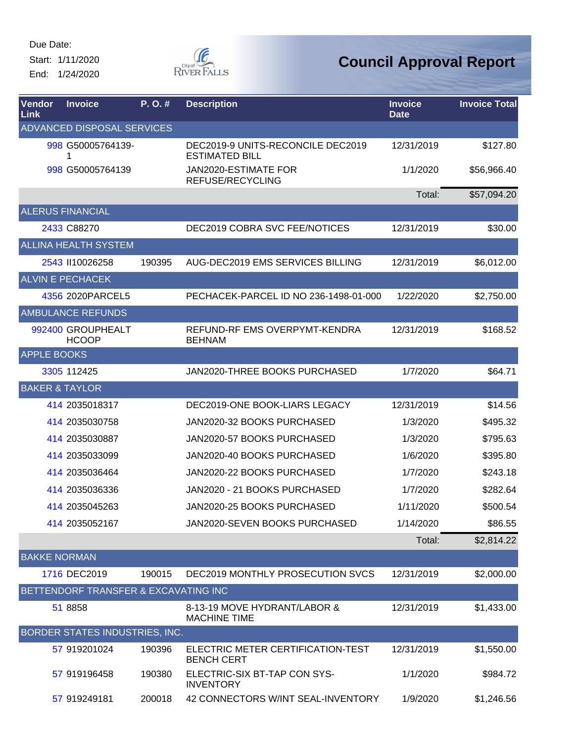Due Date:
Start: 1/11/2020
End: 1/24/2020

# Council Approval Report

| Vendor Link | Invoice | P. O. # | Description | Invoice Date | Invoice Total |
|---|---|---|---|---|---|
| ADVANCED DISPOSAL SERVICES | | | | | |
| 998 | G50005764139-1 | | DEC2019-9 UNITS-RECONCILE DEC2019 ESTIMATED BILL | 12/31/2019 | $127.80 |
| 998 | G50005764139 | | JAN2020-ESTIMATE FOR REFUSE/RECYCLING | 1/1/2020 | $56,966.40 |
| | | | | Total: | $57,094.20 |
| ALERUS FINANCIAL | | | | | |
| 2433 | C88270 | | DEC2019 COBRA SVC FEE/NOTICES | 12/31/2019 | $30.00 |
| ALLINA HEALTH SYSTEM | | | | | |
| 2543 | II10026258 | 190395 | AUG-DEC2019 EMS SERVICES BILLING | 12/31/2019 | $6,012.00 |
| ALVIN E PECHACEK | | | | | |
| 4356 | 2020PARCEL5 | | PECHACEK-PARCEL ID NO 236-1498-01-000 | 1/22/2020 | $2,750.00 |
| AMBULANCE REFUNDS | | | | | |
| 992400 | GROUPHEALTHCOOP | | REFUND-RF EMS OVERPYMT-KENDRA BEHNAM | 12/31/2019 | $168.52 |
| APPLE BOOKS | | | | | |
| 3305 | 112425 | | JAN2020-THREE BOOKS PURCHASED | 1/7/2020 | $64.71 |
| BAKER & TAYLOR | | | | | |
| 414 | 2035018317 | | DEC2019-ONE BOOK-LIARS LEGACY | 12/31/2019 | $14.56 |
| 414 | 2035030758 | | JAN2020-32 BOOKS PURCHASED | 1/3/2020 | $495.32 |
| 414 | 2035030887 | | JAN2020-57 BOOKS PURCHASED | 1/3/2020 | $795.63 |
| 414 | 2035033099 | | JAN2020-40 BOOKS PURCHASED | 1/6/2020 | $395.80 |
| 414 | 2035036464 | | JAN2020-22 BOOKS PURCHASED | 1/7/2020 | $243.18 |
| 414 | 2035036336 | | JAN2020 - 21 BOOKS PURCHASED | 1/7/2020 | $282.64 |
| 414 | 2035045263 | | JAN2020-25 BOOKS PURCHASED | 1/11/2020 | $500.54 |
| 414 | 2035052167 | | JAN2020-SEVEN BOOKS PURCHASED | 1/14/2020 | $86.55 |
| | | | | Total: | $2,814.22 |
| BAKKE NORMAN | | | | | |
| 1716 | DEC2019 | 190015 | DEC2019 MONTHLY PROSECUTION SVCS | 12/31/2019 | $2,000.00 |
| BETTENDORF TRANSFER & EXCAVATING INC | | | | | |
| 51 | 8858 | | 8-13-19 MOVE HYDRANT/LABOR & MACHINE TIME | 12/31/2019 | $1,433.00 |
| BORDER STATES INDUSTRIES, INC. | | | | | |
| 57 | 919201024 | 190396 | ELECTRIC METER CERTIFICATION-TEST BENCH CERT | 12/31/2019 | $1,550.00 |
| 57 | 919196458 | 190380 | ELECTRIC-SIX BT-TAP CON SYS-INVENTORY | 1/1/2020 | $984.72 |
| 57 | 919249181 | 200018 | 42 CONNECTORS W/INT SEAL-INVENTORY | 1/9/2020 | $1,246.56 |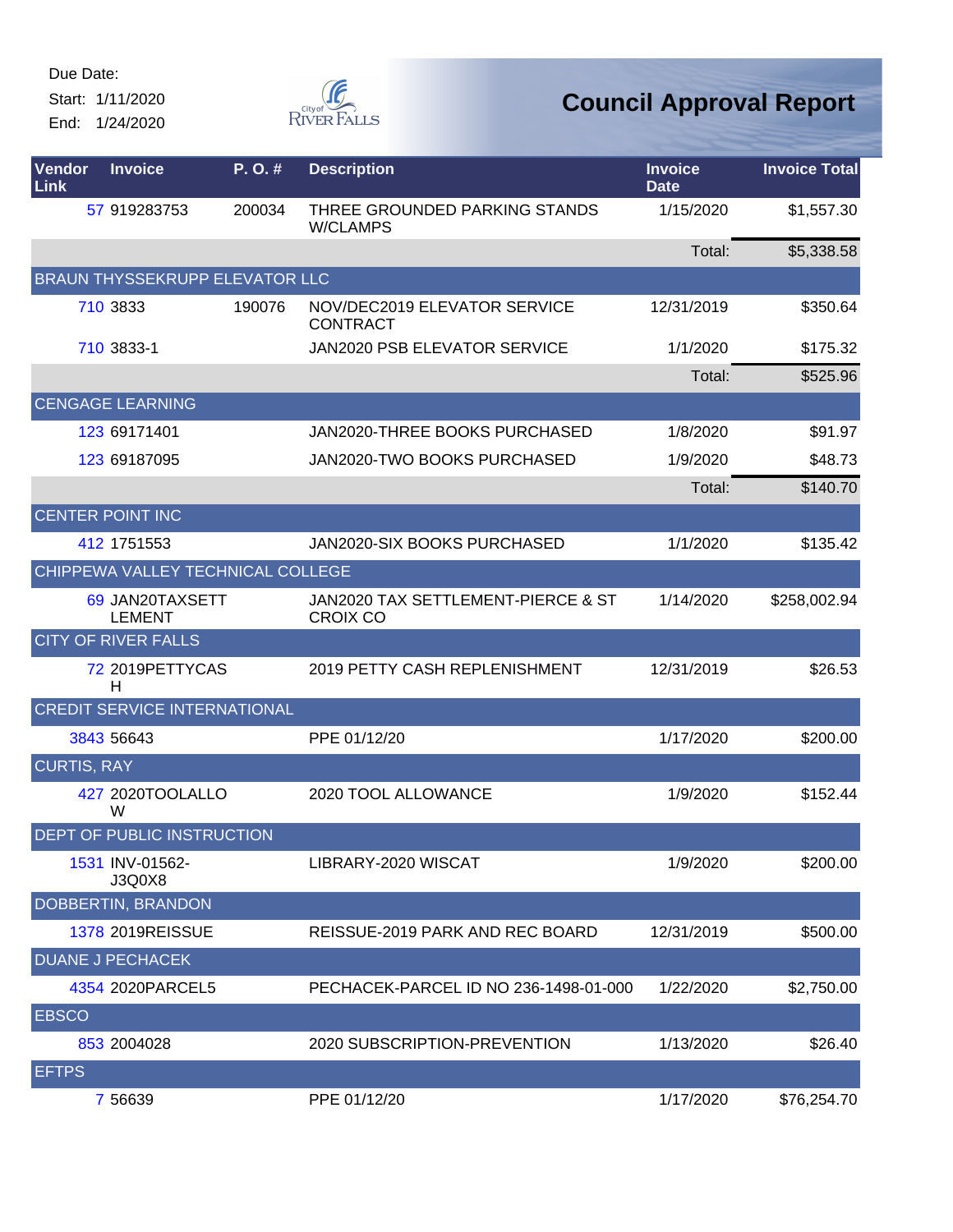Due Date:
Start: 1/11/2020
End: 1/24/2020

# Council Approval Report

| Vendor Link | Invoice | P. O. # | Description | Invoice Date | Invoice Total |
|---|---|---|---|---|---|
| 57 | 919283753 | 200034 | THREE GROUNDED PARKING STANDS W/CLAMPS | 1/15/2020 | $1,557.30 |
| | | | | Total: | $5,338.58 |
| **BRAUN THYSSEKRUPP ELEVATOR LLC** | | | | | |
| 710 | 3833 | 190076 | NOV/DEC2019 ELEVATOR SERVICE CONTRACT | 12/31/2019 | $350.64 |
| 710 | 3833-1 | | JAN2020 PSB ELEVATOR SERVICE | 1/1/2020 | $175.32 |
| | | | | Total: | $525.96 |
| **CENGAGE LEARNING** | | | | | |
| 123 | 69171401 | | JAN2020-THREE BOOKS PURCHASED | 1/8/2020 | $91.97 |
| 123 | 69187095 | | JAN2020-TWO BOOKS PURCHASED | 1/9/2020 | $48.73 |
| | | | | Total: | $140.70 |
| **CENTER POINT INC** | | | | | |
| 412 | 1751553 | | JAN2020-SIX BOOKS PURCHASED | 1/1/2020 | $135.42 |
| **CHIPPEWA VALLEY TECHNICAL COLLEGE** | | | | | |
| 69 | JAN20TAXSETTLEMENT | | JAN2020 TAX SETTLEMENT-PIERCE & ST CROIX CO | 1/14/2020 | $258,002.94 |
| **CITY OF RIVER FALLS** | | | | | |
| 72 | 2019PETTYCASH | | 2019 PETTY CASH REPLENISHMENT | 12/31/2019 | $26.53 |
| **CREDIT SERVICE INTERNATIONAL** | | | | | |
| 3843 | 56643 | | PPE 01/12/20 | 1/17/2020 | $200.00 |
| **CURTIS, RAY** | | | | | |
| 427 | 2020TOOLALLOW | | 2020 TOOL ALLOWANCE | 1/9/2020 | $152.44 |
| **DEPT OF PUBLIC INSTRUCTION** | | | | | |
| 1531 | INV-01562-J3Q0X8 | | LIBRARY-2020 WISCAT | 1/9/2020 | $200.00 |
| **DOBBERTIN, BRANDON** | | | | | |
| 1378 | 2019REISSUE | | REISSUE-2019 PARK AND REC BOARD | 12/31/2019 | $500.00 |
| **DUANE J PECHACEK** | | | | | |
| 4354 | 2020PARCEL5 | | PECHACEK-PARCEL ID NO 236-1498-01-000 | 1/22/2020 | $2,750.00 |
| **EBSCO** | | | | | |
| 853 | 2004028 | | 2020 SUBSCRIPTION-PREVENTION | 1/13/2020 | $26.40 |
| **EFTPS** | | | | | |
| 7 | 56639 | | PPE 01/12/20 | 1/17/2020 | $76,254.70 |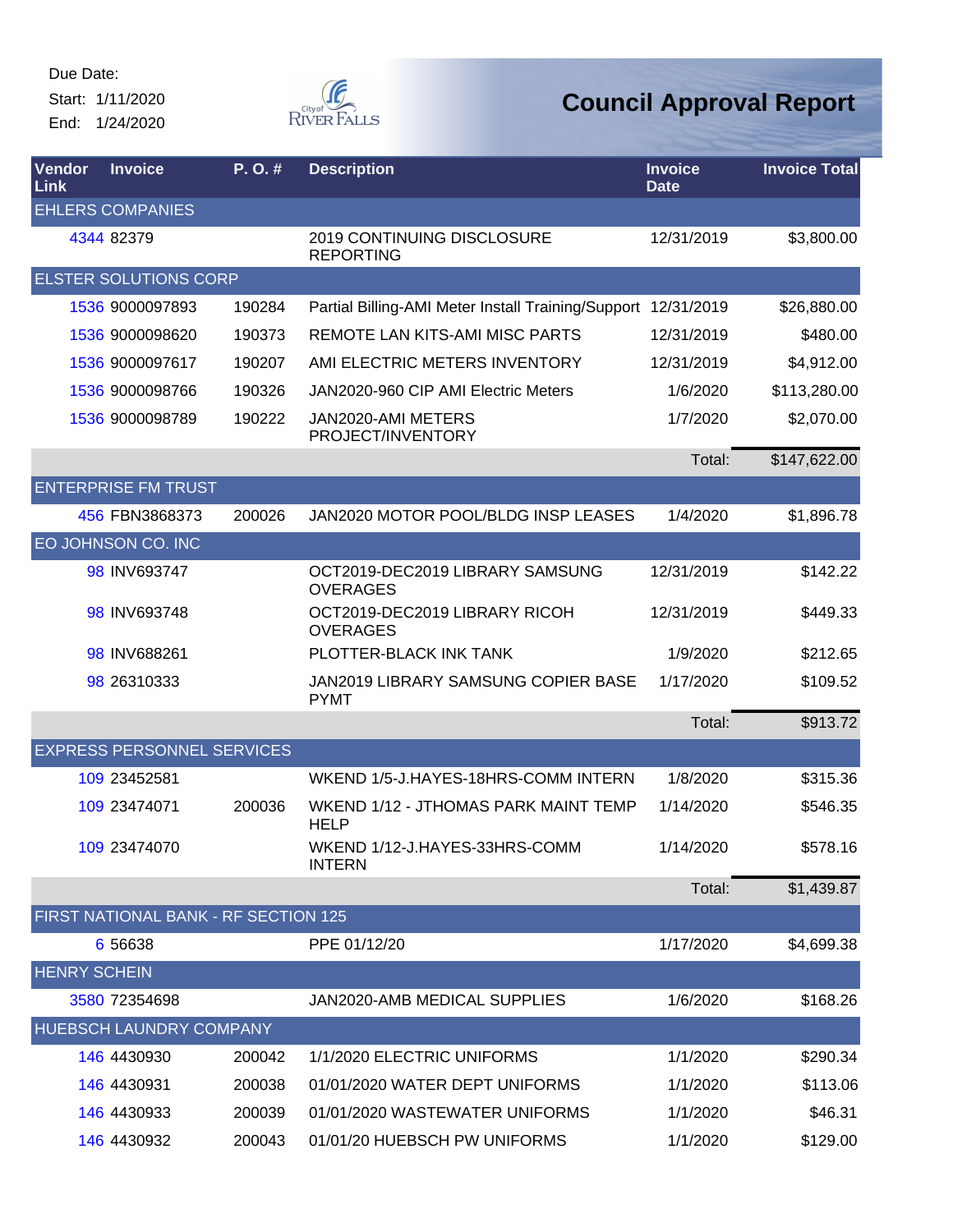Due Date:
Start: 1/11/2020
End: 1/24/2020

# Council Approval Report

| Vendor Link | Invoice | P. O. # | Description | Invoice Date | Invoice Total |
|---|---|---|---|---|---|
| EHLERS COMPANIES | | | | | |
| 4344 | 82379 | | 2019 CONTINUING DISCLOSURE REPORTING | 12/31/2019 | $3,800.00 |
| ELSTER SOLUTIONS CORP | | | | | |
| 1536 | 9000097893 | 190284 | Partial Billing-AMI Meter Install Training/Support | 12/31/2019 | $26,880.00 |
| 1536 | 9000098620 | 190373 | REMOTE LAN KITS-AMI MISC PARTS | 12/31/2019 | $480.00 |
| 1536 | 9000097617 | 190207 | AMI ELECTRIC METERS INVENTORY | 12/31/2019 | $4,912.00 |
| 1536 | 9000098766 | 190326 | JAN2020-960 CIP AMI Electric Meters | 1/6/2020 | $113,280.00 |
| 1536 | 9000098789 | 190222 | JAN2020-AMI METERS PROJECT/INVENTORY | 1/7/2020 | $2,070.00 |
| | | | | Total: | $147,622.00 |
| ENTERPRISE FM TRUST | | | | | |
| 456 | FBN3868373 | 200026 | JAN2020 MOTOR POOL/BLDG INSP LEASES | 1/4/2020 | $1,896.78 |
| EO JOHNSON CO. INC | | | | | |
| 98 | INV693747 | | OCT2019-DEC2019 LIBRARY SAMSUNG OVERAGES | 12/31/2019 | $142.22 |
| 98 | INV693748 | | OCT2019-DEC2019 LIBRARY RICOH OVERAGES | 12/31/2019 | $449.33 |
| 98 | INV688261 | | PLOTTER-BLACK INK TANK | 1/9/2020 | $212.65 |
| 98 | 26310333 | | JAN2019 LIBRARY SAMSUNG COPIER BASE PYMT | 1/17/2020 | $109.52 |
| | | | | Total: | $913.72 |
| EXPRESS PERSONNEL SERVICES | | | | | |
| 109 | 23452581 | | WKEND 1/5-J.HAYES-18HRS-COMM INTERN | 1/8/2020 | $315.36 |
| 109 | 23474071 | 200036 | WKEND 1/12 - JTHOMAS PARK MAINT TEMP HELP | 1/14/2020 | $546.35 |
| 109 | 23474070 | | WKEND 1/12-J.HAYES-33HRS-COMM INTERN | 1/14/2020 | $578.16 |
| | | | | Total: | $1,439.87 |
| FIRST NATIONAL BANK - RF SECTION 125 | | | | | |
| 6 | 56638 | | PPE 01/12/20 | 1/17/2020 | $4,699.38 |
| HENRY SCHEIN | | | | | |
| 3580 | 72354698 | | JAN2020-AMB MEDICAL SUPPLIES | 1/6/2020 | $168.26 |
| HUEBSCH LAUNDRY COMPANY | | | | | |
| 146 | 4430930 | 200042 | 1/1/2020 ELECTRIC UNIFORMS | 1/1/2020 | $290.34 |
| 146 | 4430931 | 200038 | 01/01/2020 WATER DEPT UNIFORMS | 1/1/2020 | $113.06 |
| 146 | 4430933 | 200039 | 01/01/2020 WASTEWATER UNIFORMS | 1/1/2020 | $46.31 |
| 146 | 4430932 | 200043 | 01/01/20 HUEBSCH PW UNIFORMS | 1/1/2020 | $129.00 |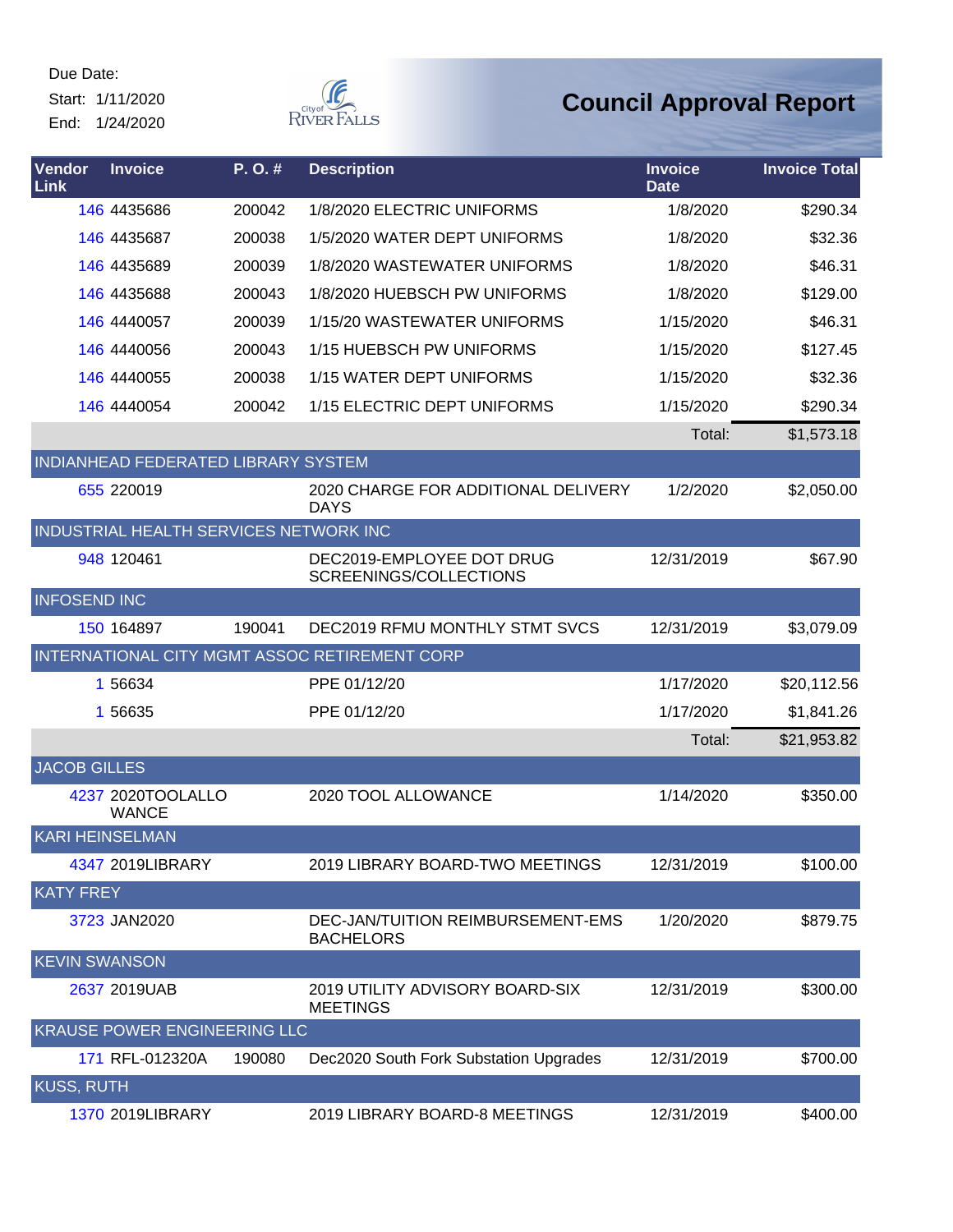Due Date:
Start: 1/11/2020
End: 1/24/2020

# Council Approval Report

| Vendor Link | Invoice | P. O. # | Description | Invoice Date | Invoice Total |
|---|---|---|---|---|---|
| 146 | 4435686 | 200042 | 1/8/2020 ELECTRIC UNIFORMS | 1/8/2020 | $290.34 |
| 146 | 4435687 | 200038 | 1/5/2020 WATER DEPT UNIFORMS | 1/8/2020 | $32.36 |
| 146 | 4435689 | 200039 | 1/8/2020 WASTEWATER UNIFORMS | 1/8/2020 | $46.31 |
| 146 | 4435688 | 200043 | 1/8/2020 HUEBSCH PW UNIFORMS | 1/8/2020 | $129.00 |
| 146 | 4440057 | 200039 | 1/15/20 WASTEWATER UNIFORMS | 1/15/2020 | $46.31 |
| 146 | 4440056 | 200043 | 1/15 HUEBSCH PW UNIFORMS | 1/15/2020 | $127.45 |
| 146 | 4440055 | 200038 | 1/15 WATER DEPT UNIFORMS | 1/15/2020 | $32.36 |
| 146 | 4440054 | 200042 | 1/15 ELECTRIC DEPT UNIFORMS | 1/15/2020 | $290.34 |
| | | | | Total: | $1,573.18 |
| INDIANHEAD FEDERATED LIBRARY SYSTEM | | | | | |
| 655 | 220019 | | 2020 CHARGE FOR ADDITIONAL DELIVERY DAYS | 1/2/2020 | $2,050.00 |
| INDUSTRIAL HEALTH SERVICES NETWORK INC | | | | | |
| 948 | 120461 | | DEC2019-EMPLOYEE DOT DRUG SCREENINGS/COLLECTIONS | 12/31/2019 | $67.90 |
| INFOSEND INC | | | | | |
| 150 | 164897 | 190041 | DEC2019 RFMU MONTHLY STMT SVCS | 12/31/2019 | $3,079.09 |
| INTERNATIONAL CITY MGMT ASSOC RETIREMENT CORP | | | | | |
| 1 | 56634 | | PPE 01/12/20 | 1/17/2020 | $20,112.56 |
| 1 | 56635 | | PPE 01/12/20 | 1/17/2020 | $1,841.26 |
| | | | | Total: | $21,953.82 |
| JACOB GILLES | | | | | |
| 4237 | 2020TOOLALLOWANCE | | 2020 TOOL ALLOWANCE | 1/14/2020 | $350.00 |
| KARI HEINSELMAN | | | | | |
| 4347 | 2019LIBRARY | | 2019 LIBRARY BOARD-TWO MEETINGS | 12/31/2019 | $100.00 |
| KATY FREY | | | | | |
| 3723 | JAN2020 | | DEC-JAN/TUITION REIMBURSEMENT-EMS BACHELORS | 1/20/2020 | $879.75 |
| KEVIN SWANSON | | | | | |
| 2637 | 2019UAB | | 2019 UTILITY ADVISORY BOARD-SIX MEETINGS | 12/31/2019 | $300.00 |
| KRAUSE POWER ENGINEERING LLC | | | | | |
| 171 | RFL-012320A | 190080 | Dec2020 South Fork Substation Upgrades | 12/31/2019 | $700.00 |
| KUSS, RUTH | | | | | |
| 1370 | 2019LIBRARY | | 2019 LIBRARY BOARD-8 MEETINGS | 12/31/2019 | $400.00 |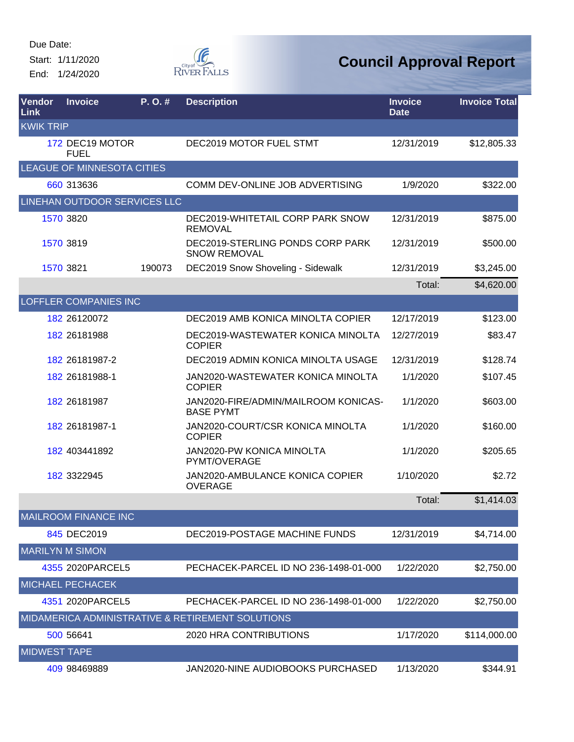Due Date:
Start: 1/11/2020
End: 1/24/2020

# Council Approval Report

| Vendor Link | Invoice | P. O. # | Description | Invoice Date | Invoice Total |
|---|---|---|---|---|---|
| KWIK TRIP | | | | | |
| 172 | DEC19 MOTOR FUEL | | DEC2019 MOTOR FUEL STMT | 12/31/2019 | $12,805.33 |
| LEAGUE OF MINNESOTA CITIES | | | | | |
| 660 | 313636 | | COMM DEV-ONLINE JOB ADVERTISING | 1/9/2020 | $322.00 |
| LINEHAN OUTDOOR SERVICES LLC | | | | | |
| 1570 | 3820 | | DEC2019-WHITETAIL CORP PARK SNOW REMOVAL | 12/31/2019 | $875.00 |
| 1570 | 3819 | | DEC2019-STERLING PONDS CORP PARK SNOW REMOVAL | 12/31/2019 | $500.00 |
| 1570 | 3821 | 190073 | DEC2019 Snow Shoveling - Sidewalk | 12/31/2019 | $3,245.00 |
| | | | | Total: | $4,620.00 |
| LOFFLER COMPANIES INC | | | | | |
| 182 | 26120072 | | DEC2019 AMB KONICA MINOLTA COPIER | 12/17/2019 | $123.00 |
| 182 | 26181988 | | DEC2019-WASTEWATER KONICA MINOLTA COPIER | 12/27/2019 | $83.47 |
| 182 | 26181987-2 | | DEC2019 ADMIN KONICA MINOLTA USAGE | 12/31/2019 | $128.74 |
| 182 | 26181988-1 | | JAN2020-WASTEWATER KONICA MINOLTA COPIER | 1/1/2020 | $107.45 |
| 182 | 26181987 | | JAN2020-FIRE/ADMIN/MAILROOM KONICAS-BASE PYMT | 1/1/2020 | $603.00 |
| 182 | 26181987-1 | | JAN2020-COURT/CSR KONICA MINOLTA COPIER | 1/1/2020 | $160.00 |
| 182 | 403441892 | | JAN2020-PW KONICA MINOLTA PYMT/OVERAGE | 1/1/2020 | $205.65 |
| 182 | 3322945 | | JAN2020-AMBULANCE KONICA COPIER OVERAGE | 1/10/2020 | $2.72 |
| | | | | Total: | $1,414.03 |
| MAILROOM FINANCE INC | | | | | |
| 845 | DEC2019 | | DEC2019-POSTAGE MACHINE FUNDS | 12/31/2019 | $4,714.00 |
| MARILYN M SIMON | | | | | |
| 4355 | 2020PARCEL5 | | PECHACEK-PARCEL ID NO 236-1498-01-000 | 1/22/2020 | $2,750.00 |
| MICHAEL PECHACEK | | | | | |
| 4351 | 2020PARCEL5 | | PECHACEK-PARCEL ID NO 236-1498-01-000 | 1/22/2020 | $2,750.00 |
| MIDAMERICA ADMINISTRATIVE & RETIREMENT SOLUTIONS | | | | | |
| 500 | 56641 | | 2020 HRA CONTRIBUTIONS | 1/17/2020 | $114,000.00 |
| MIDWEST TAPE | | | | | |
| 409 | 98469889 | | JAN2020-NINE AUDIOBOOKS PURCHASED | 1/13/2020 | $344.91 |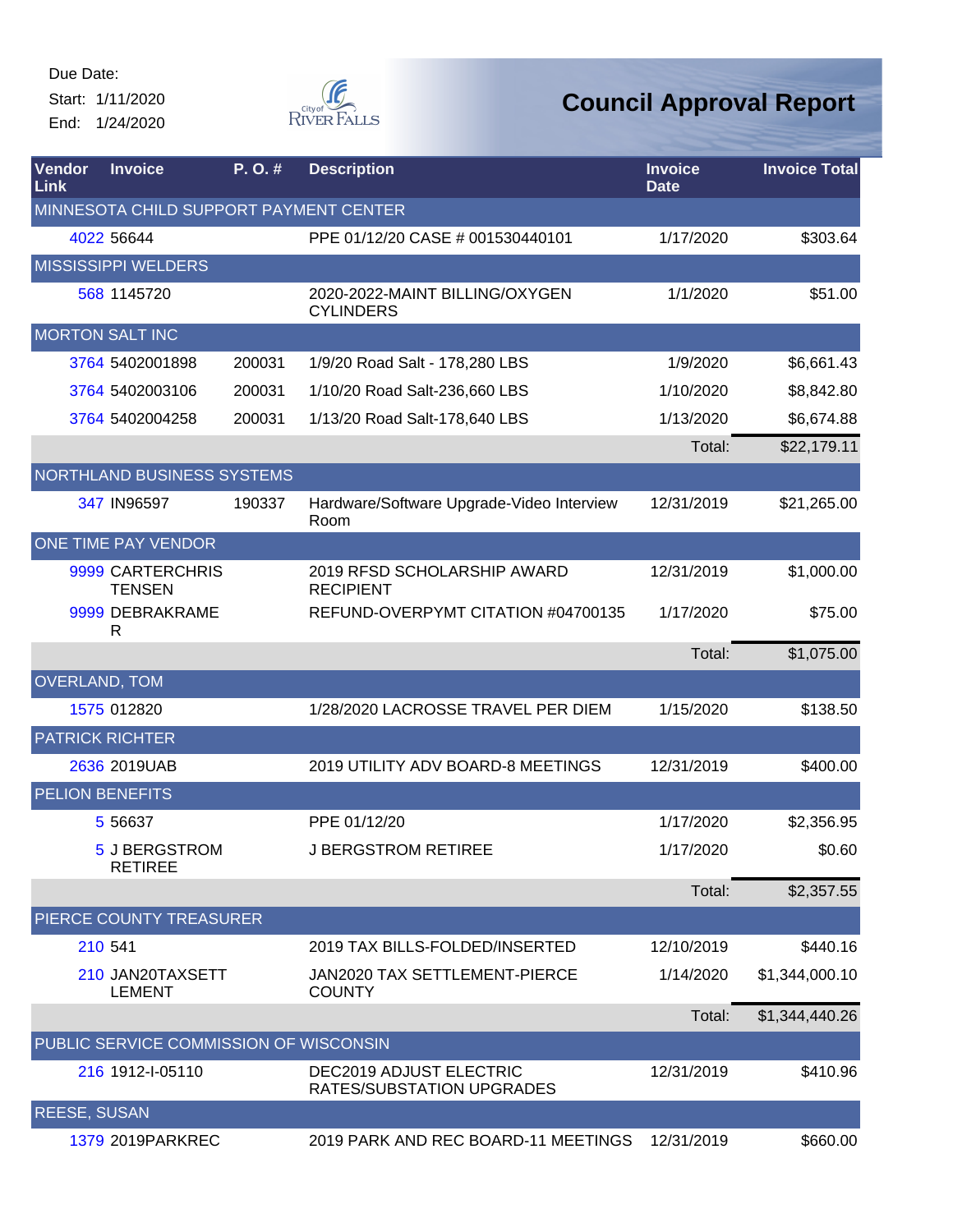Due Date:
Start: 1/11/2020
End: 1/24/2020

City of River Falls

# Council Approval Report

| Vendor Link | Invoice | P. O. # | Description | Invoice Date | Invoice Total |
|---|---|---|---|---|---|
| MINNESOTA CHILD SUPPORT PAYMENT CENTER | | | | | |
| 4022 | 56644 | | PPE 01/12/20 CASE # 001530440101 | 1/17/2020 | $303.64 |
| MISSISSIPPI WELDERS | | | | | |
| 568 | 1145720 | | 2020-2022-MAINT BILLING/OXYGEN CYLINDERS | 1/1/2020 | $51.00 |
| MORTON SALT INC | | | | | |
| 3764 | 5402001898 | 200031 | 1/9/20 Road Salt - 178,280 LBS | 1/9/2020 | $6,661.43 |
| 3764 | 5402003106 | 200031 | 1/10/20 Road Salt-236,660 LBS | 1/10/2020 | $8,842.80 |
| 3764 | 5402004258 | 200031 | 1/13/20 Road Salt-178,640 LBS | 1/13/2020 | $6,674.88 |
| | | | | Total: | $22,179.11 |
| NORTHLAND BUSINESS SYSTEMS | | | | | |
| 347 | IN96597 | 190337 | Hardware/Software Upgrade-Video Interview Room | 12/31/2019 | $21,265.00 |
| ONE TIME PAY VENDOR | | | | | |
| 9999 | CARTERCHRISTENSEN | | 2019 RFSD SCHOLARSHIP AWARD RECIPIENT | 12/31/2019 | $1,000.00 |
| 9999 | DEBRAKRAMER | | REFUND-OVERPYMT CITATION #04700135 | 1/17/2020 | $75.00 |
| | | | | Total: | $1,075.00 |
| OVERLAND, TOM | | | | | |
| 1575 | 012820 | | 1/28/2020 LACROSSE TRAVEL PER DIEM | 1/15/2020 | $138.50 |
| PATRICK RICHTER | | | | | |
| 2636 | 2019UAB | | 2019 UTILITY ADV BOARD-8 MEETINGS | 12/31/2019 | $400.00 |
| PELION BENEFITS | | | | | |
| 5 | 56637 | | PPE 01/12/20 | 1/17/2020 | $2,356.95 |
| 5 | J BERGSTROM RETIREE | | J BERGSTROM RETIREE | 1/17/2020 | $0.60 |
| | | | | Total: | $2,357.55 |
| PIERCE COUNTY TREASURER | | | | | |
| 210 | 541 | | 2019 TAX BILLS-FOLDED/INSERTED | 12/10/2019 | $440.16 |
| 210 | JAN20TAXSETTLEMENT | | JAN2020 TAX SETTLEMENT-PIERCE COUNTY | 1/14/2020 | $1,344,000.10 |
| | | | | Total: | $1,344,440.26 |
| PUBLIC SERVICE COMMISSION OF WISCONSIN | | | | | |
| 216 | 1912-I-05110 | | DEC2019 ADJUST ELECTRIC RATES/SUBSTATION UPGRADES | 12/31/2019 | $410.96 |
| REESE, SUSAN | | | | | |
| 1379 | 2019PARKREC | | 2019 PARK AND REC BOARD-11 MEETINGS | 12/31/2019 | $660.00 |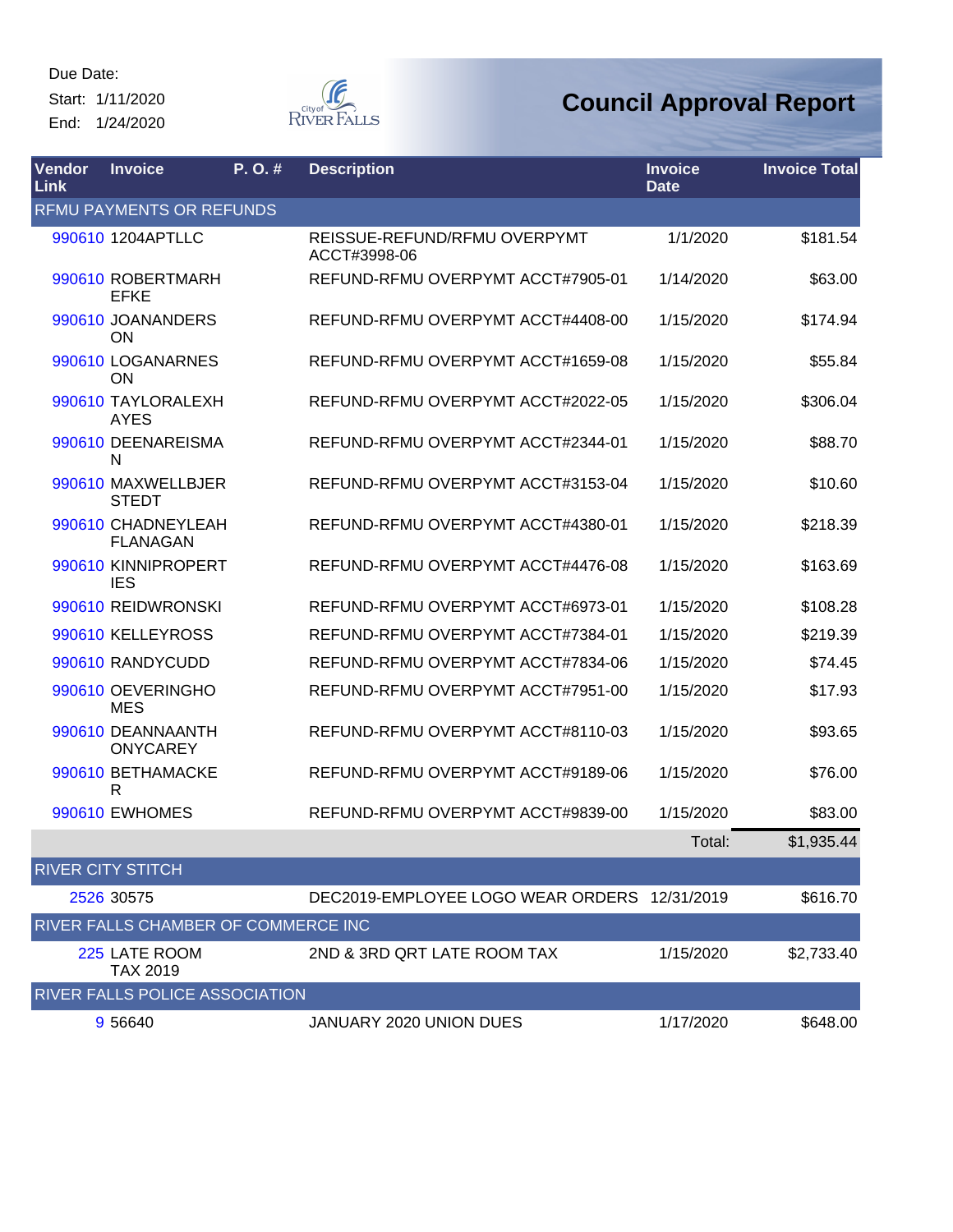Due Date:
Start: 1/11/2020
End: 1/24/2020

# Council Approval Report

| Vendor Link | Invoice | P. O. # | Description | Invoice Date | Invoice Total |
|---|---|---|---|---|---|
| **RFMU PAYMENTS OR REFUNDS** | | | | | |
| 990610 | 1204APTLLC | | REISSUE-REFUND/RFMU OVERPYMT ACCT#3998-06 | 1/1/2020 | $181.54 |
| 990610 | ROBERTMARHEFKE | | REFUND-RFMU OVERPYMT ACCT#7905-01 | 1/14/2020 | $63.00 |
| 990610 | JOANANDERSON | | REFUND-RFMU OVERPYMT ACCT#4408-00 | 1/15/2020 | $174.94 |
| 990610 | LOGANARNESON | | REFUND-RFMU OVERPYMT ACCT#1659-08 | 1/15/2020 | $55.84 |
| 990610 | TAYLORALEXHAYES | | REFUND-RFMU OVERPYMT ACCT#2022-05 | 1/15/2020 | $306.04 |
| 990610 | DEENAREISMAN | | REFUND-RFMU OVERPYMT ACCT#2344-01 | 1/15/2020 | $88.70 |
| 990610 | MAXWELLBJERSTEDT | | REFUND-RFMU OVERPYMT ACCT#3153-04 | 1/15/2020 | $10.60 |
| 990610 | CHADNEYLEAH FLANAGAN | | REFUND-RFMU OVERPYMT ACCT#4380-01 | 1/15/2020 | $218.39 |
| 990610 | KINNIPROPERTIES | | REFUND-RFMU OVERPYMT ACCT#4476-08 | 1/15/2020 | $163.69 |
| 990610 | REIDWRONSKI | | REFUND-RFMU OVERPYMT ACCT#6973-01 | 1/15/2020 | $108.28 |
| 990610 | KELLEYROSS | | REFUND-RFMU OVERPYMT ACCT#7384-01 | 1/15/2020 | $219.39 |
| 990610 | RANDYCUDD | | REFUND-RFMU OVERPYMT ACCT#7834-06 | 1/15/2020 | $74.45 |
| 990610 | OEVERINGHOMES | | REFUND-RFMU OVERPYMT ACCT#7951-00 | 1/15/2020 | $17.93 |
| 990610 | DEANNAANTHONYCAREY | | REFUND-RFMU OVERPYMT ACCT#8110-03 | 1/15/2020 | $93.65 |
| 990610 | BETHAMACKER | | REFUND-RFMU OVERPYMT ACCT#9189-06 | 1/15/2020 | $76.00 |
| 990610 | EWHOMES | | REFUND-RFMU OVERPYMT ACCT#9839-00 | 1/15/2020 | $83.00 |
| | | | | Total: | $1,935.44 |
| **RIVER CITY STITCH** | | | | | |
| 2526 | 30575 | | DEC2019-EMPLOYEE LOGO WEAR ORDERS | 12/31/2019 | $616.70 |
| **RIVER FALLS CHAMBER OF COMMERCE INC** | | | | | |
| 225 | LATE ROOM TAX 2019 | | 2ND & 3RD QRT LATE ROOM TAX | 1/15/2020 | $2,733.40 |
| **RIVER FALLS POLICE ASSOCIATION** | | | | | |
| 9 | 56640 | | JANUARY 2020 UNION DUES | 1/17/2020 | $648.00 |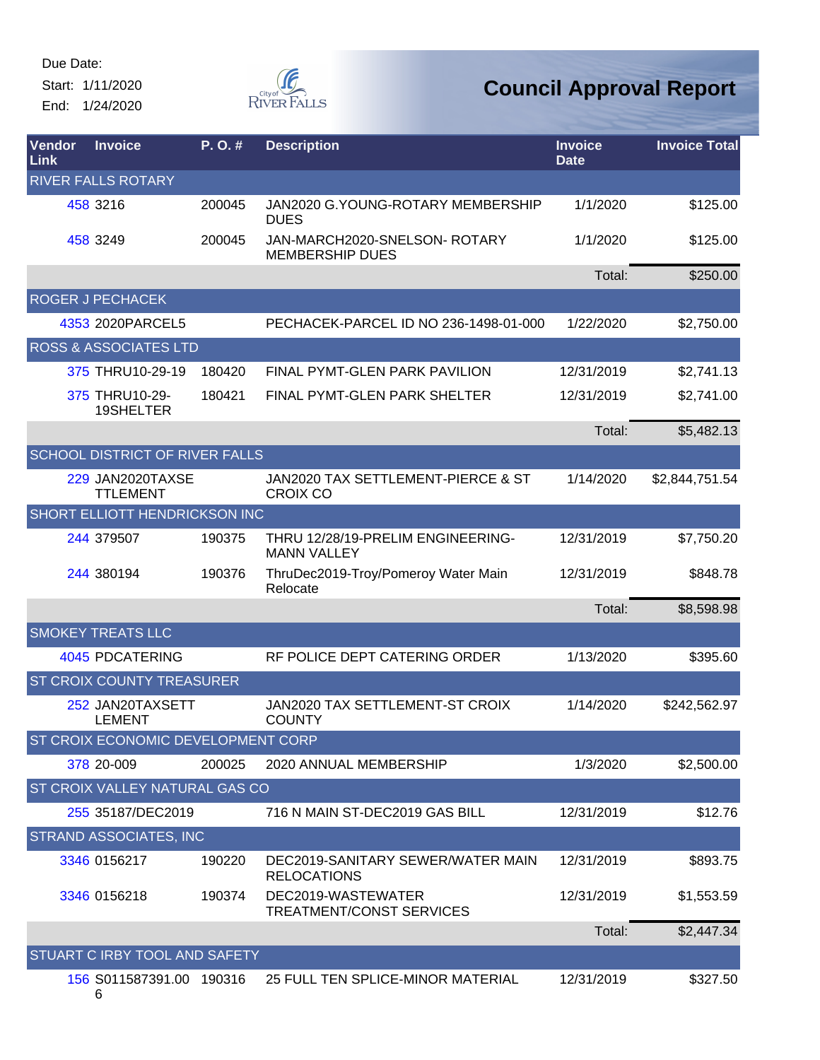Due Date:
Start: 1/11/2020
End: 1/24/2020

# Council Approval Report

| Vendor Link | Invoice | P. O. # | Description | Invoice Date | Invoice Total |
|---|---|---|---|---|---|
| RIVER FALLS ROTARY | | | | | |
| 458 | 3216 | 200045 | JAN2020 G.YOUNG-ROTARY MEMBERSHIP DUES | 1/1/2020 | $125.00 |
| 458 | 3249 | 200045 | JAN-MARCH2020-SNELSON- ROTARY MEMBERSHIP DUES | 1/1/2020 | $125.00 |
| | | | | Total: | $250.00 |
| ROGER J PECHACEK | | | | | |
| 4353 | 2020PARCEL5 | | PECHACEK-PARCEL ID NO 236-1498-01-000 | 1/22/2020 | $2,750.00 |
| ROSS & ASSOCIATES LTD | | | | | |
| 375 | THRU10-29-19 | 180420 | FINAL PYMT-GLEN PARK PAVILION | 12/31/2019 | $2,741.13 |
| 375 | THRU10-29-19SHELTER | 180421 | FINAL PYMT-GLEN PARK SHELTER | 12/31/2019 | $2,741.00 |
| | | | | Total: | $5,482.13 |
| SCHOOL DISTRICT OF RIVER FALLS | | | | | |
| 229 | JAN2020TAXSETTLEMENT | | JAN2020 TAX SETTLEMENT-PIERCE & ST CROIX CO | 1/14/2020 | $2,844,751.54 |
| SHORT ELLIOTT HENDRICKSON INC | | | | | |
| 244 | 379507 | 190375 | THRU 12/28/19-PRELIM ENGINEERING-MANN VALLEY | 12/31/2019 | $7,750.20 |
| 244 | 380194 | 190376 | ThruDec2019-Troy/Pomeroy Water Main Relocate | 12/31/2019 | $848.78 |
| | | | | Total: | $8,598.98 |
| SMOKEY TREATS LLC | | | | | |
| 4045 | PDCATERING | | RF POLICE DEPT CATERING ORDER | 1/13/2020 | $395.60 |
| ST CROIX COUNTY TREASURER | | | | | |
| 252 | JAN20TAXSETTLEMENT | | JAN2020 TAX SETTLEMENT-ST CROIX COUNTY | 1/14/2020 | $242,562.97 |
| ST CROIX ECONOMIC DEVELOPMENT CORP | | | | | |
| 378 | 20-009 | 200025 | 2020 ANNUAL MEMBERSHIP | 1/3/2020 | $2,500.00 |
| ST CROIX VALLEY NATURAL GAS CO | | | | | |
| 255 | 35187/DEC2019 | | 716 N MAIN ST-DEC2019 GAS BILL | 12/31/2019 | $12.76 |
| STRAND ASSOCIATES, INC | | | | | |
| 3346 | 0156217 | 190220 | DEC2019-SANITARY SEWER/WATER MAIN RELOCATIONS | 12/31/2019 | $893.75 |
| 3346 | 0156218 | 190374 | DEC2019-WASTEWATER TREATMENT/CONST SERVICES | 12/31/2019 | $1,553.59 |
| | | | | Total: | $2,447.34 |
| STUART C IRBY TOOL AND SAFETY | | | | | |
| 156 | S011587391.006 | 190316 | 25 FULL TEN SPLICE-MINOR MATERIAL | 12/31/2019 | $327.50 |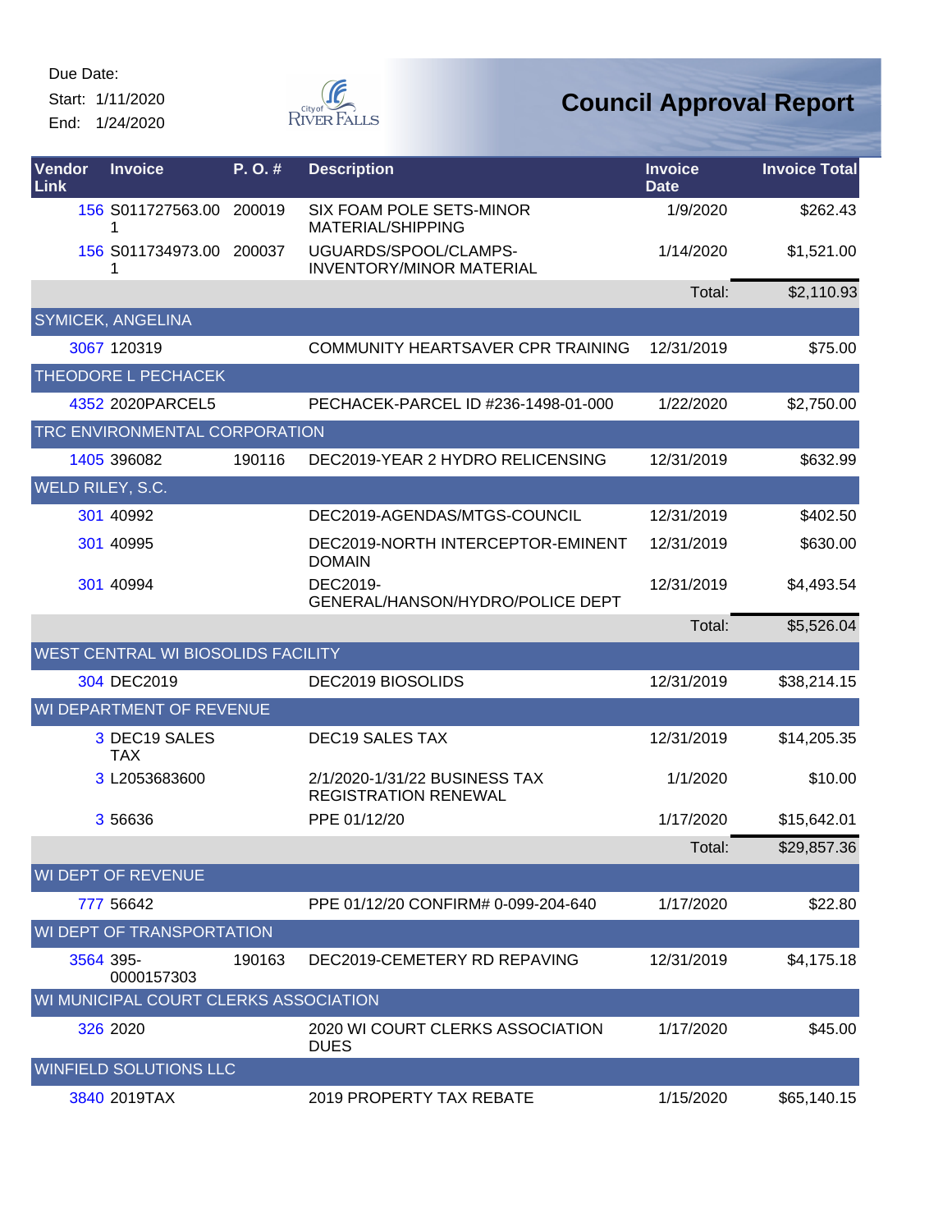Due Date:
Start: 1/11/2020
End: 1/24/2020

City of River Falls

# Council Approval Report

| Vendor Link | Invoice | P. O. # | Description | Invoice Date | Invoice Total |
|---|---|---|---|---|---|
| 156 | S011727563.001 | 200019 | SIX FOAM POLE SETS-MINOR MATERIAL/SHIPPING | 1/9/2020 | $262.43 |
| 156 | S011734973.001 | 200037 | UGUARDS/SPOOL/CLAMPS-INVENTORY/MINOR MATERIAL | 1/14/2020 | $1,521.00 |
| | | | | Total: | $2,110.93 |
| SYMICEK, ANGELINA | | | | | |
| 3067 | 120319 | | COMMUNITY HEARTSAVER CPR TRAINING | 12/31/2019 | $75.00 |
| THEODORE L PECHACEK | | | | | |
| 4352 | 2020PARCEL5 | | PECHACEK-PARCEL ID #236-1498-01-000 | 1/22/2020 | $2,750.00 |
| TRC ENVIRONMENTAL CORPORATION | | | | | |
| 1405 | 396082 | 190116 | DEC2019-YEAR 2 HYDRO RELICENSING | 12/31/2019 | $632.99 |
| WELD RILEY, S.C. | | | | | |
| 301 | 40992 | | DEC2019-AGENDAS/MTGS-COUNCIL | 12/31/2019 | $402.50 |
| 301 | 40995 | | DEC2019-NORTH INTERCEPTOR-EMINENT DOMAIN | 12/31/2019 | $630.00 |
| 301 | 40994 | | DEC2019-GENERAL/HANSON/HYDRO/POLICE DEPT | 12/31/2019 | $4,493.54 |
| | | | | Total: | $5,526.04 |
| WEST CENTRAL WI BIOSOLIDS FACILITY | | | | | |
| 304 | DEC2019 | | DEC2019 BIOSOLIDS | 12/31/2019 | $38,214.15 |
| WI DEPARTMENT OF REVENUE | | | | | |
| 3 | DEC19 SALES TAX | | DEC19 SALES TAX | 12/31/2019 | $14,205.35 |
| 3 | L2053683600 | | 2/1/2020-1/31/22 BUSINESS TAX REGISTRATION RENEWAL | 1/1/2020 | $10.00 |
| 3 | 56636 | | PPE 01/12/20 | 1/17/2020 | $15,642.01 |
| | | | | Total: | $29,857.36 |
| WI DEPT OF REVENUE | | | | | |
| 777 | 56642 | | PPE 01/12/20 CONFIRM# 0-099-204-640 | 1/17/2020 | $22.80 |
| WI DEPT OF TRANSPORTATION | | | | | |
| 3564 | 395-0000157303 | 190163 | DEC2019-CEMETERY RD REPAVING | 12/31/2019 | $4,175.18 |
| WI MUNICIPAL COURT CLERKS ASSOCIATION | | | | | |
| 326 | 2020 | | 2020 WI COURT CLERKS ASSOCIATION DUES | 1/17/2020 | $45.00 |
| WINFIELD SOLUTIONS LLC | | | | | |
| 3840 | 2019TAX | | 2019 PROPERTY TAX REBATE | 1/15/2020 | $65,140.15 |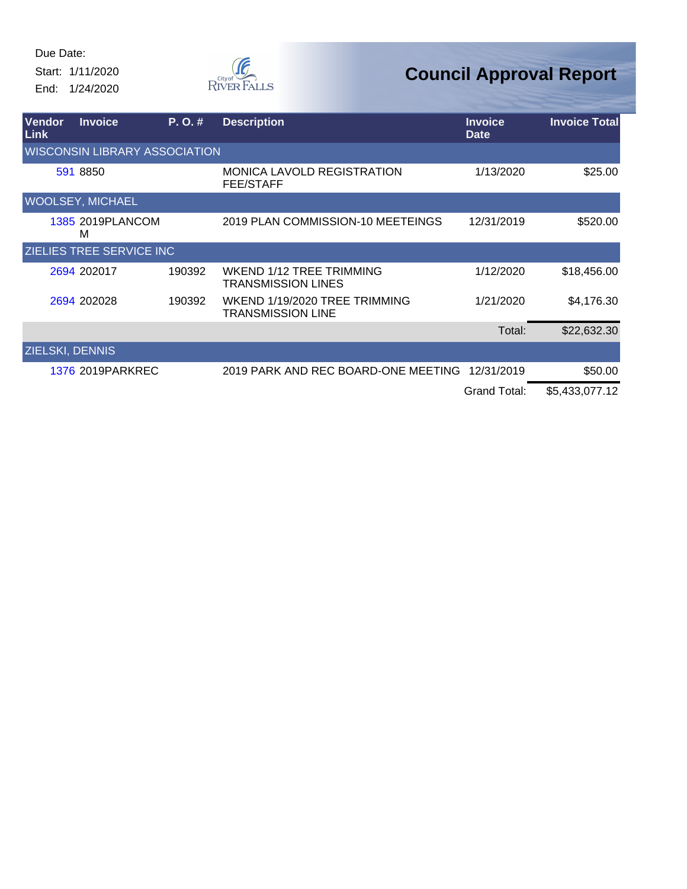Due Date:

Start: 1/11/2020

End: 1/24/2020

# Council Approval Report

| Vendor Link | Invoice | P. O. # | Description | Invoice Date | Invoice Total |
|---|---|---|---|---|---|
| WISCONSIN LIBRARY ASSOCIATION | | | | | |
| 591 | 8850 | | MONICA LAVOLD REGISTRATION FEE/STAFF | 1/13/2020 | $25.00 |
| WOOLSEY, MICHAEL | | | | | |
| 1385 | 2019PLANCOMM | | 2019 PLAN COMMISSION-10 MEETEINGS | 12/31/2019 | $520.00 |
| ZIELIES TREE SERVICE INC | | | | | |
| 2694 | 202017 | 190392 | WKEND 1/12 TREE TRIMMING TRANSMISSION LINES | 1/12/2020 | $18,456.00 |
| 2694 | 202028 | 190392 | WKEND 1/19/2020 TREE TRIMMING TRANSMISSION LINE | 1/21/2020 | $4,176.30 |
| | | | | Total: | $22,632.30 |
| ZIELSKI, DENNIS | | | | | |
| 1376 | 2019PARKREC | | 2019 PARK AND REC BOARD-ONE MEETING | 12/31/2019 | $50.00 |
| | | | | Grand Total: | $5,433,077.12 |